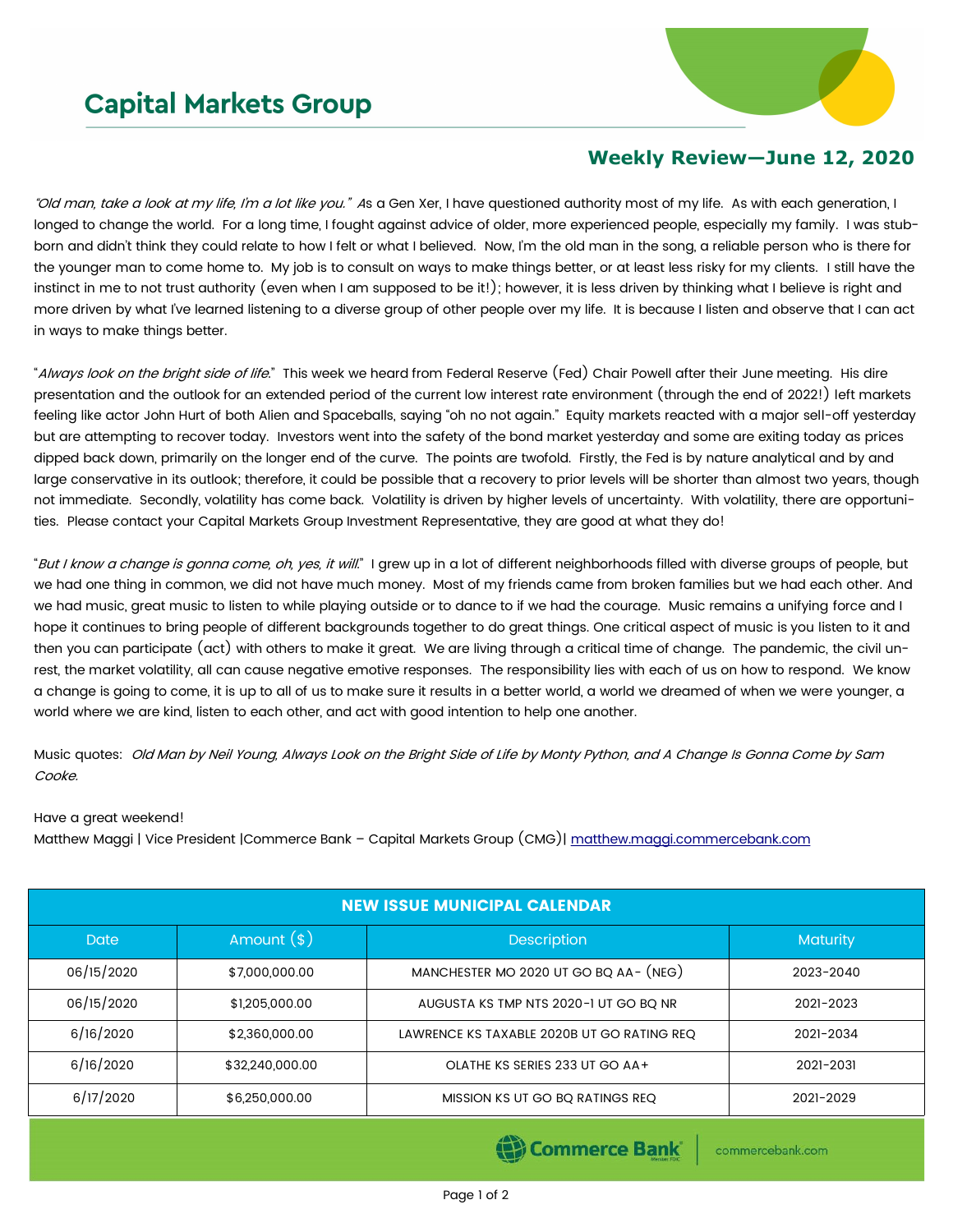# Capital Markets Group

## Weekly Review—June 12, 2020

*"Old man, take a look at my life, I'm a lot like you." A*s a Gen Xer, I have questioned authority most of my life. As with each generation, I longed to change the world. For a long time, I fought against advice of older, more experienced people, especially my family. I was stubborn and didn't think they could relate to how I felt or what I believed. Now, I'm the old man in the song, a reliable person who is there for the younger man to come home to. My job is to consult on ways to make things better, or at least less risky for my clients. I still have the instinct in me to not trust authority (even when I am supposed to be it!); however, it is less driven by thinking what I believe is right and more driven by what I've learned listening to a diverse group of other people over my life. It is because I listen and observe that I can act in ways to make things better.

"*Always look on the bright side of life*." This week we heard from Federal Reserve (Fed) Chair Powell after their June meeting. His dire presentation and the outlook for an extended period of the current low interest rate environment (through the end of 2022!) left markets feeling like actor John Hurt of both Alien and Spaceballs, saying "oh no not again." Equity markets reacted with a major sell-off yesterday but are attempting to recover today. Investors went into the safety of the bond market yesterday and some are exiting today as prices dipped back down, primarily on the longer end of the curve. The points are twofold. Firstly, the Fed is by nature analytical and by and large conservative in its outlook; therefore, it could be possible that a recovery to prior levels will be shorter than almost two years, though not immediate. Secondly, volatility has come back. Volatility is driven by higher levels of uncertainty. With volatility, there are opportunities. Please contact your Capital Markets Group Investment Representative, they are good at what they do!

"*But I know a change is gonna come, oh, yes, it will*." I grew up in a lot of different neighborhoods filled with diverse groups of people, but we had one thing in common, we did not have much money. Most of my friends came from broken families but we had each other. And we had music, great music to listen to while playing outside or to dance to if we had the courage. Music remains a unifying force and I hope it continues to bring people of different backgrounds together to do great things. One critical aspect of music is you listen to it and then you can participate (act) with others to make it great. We are living through a critical time of change. The pandemic, the civil unrest, the market volatility, all can cause negative emotive responses. The responsibility lies with each of us on how to respond. We know a change is going to come, it is up to all of us to make sure it results in a better world, a world we dreamed of when we were younger, a world where we are kind, listen to each other, and act with good intention to help one another.

Music quotes: *Old Man by Neil Young, Always Look on the Bright Side of Life by Monty Python, and A Change Is Gonna Come by Sam Cooke.*

Have a great weekend!

Matthew Maggi | Vice President |Commerce Bank – Capital Markets Group (CMG)| matthew.maggi.commercebank.com

| NEW ISSUE MUNICIPAL CALENDAR | | | |
|---|---|---|---|
| Date | Amount ($) | Description | Maturity |
| 06/15/2020 | $7,000,000.00 | MANCHESTER MO 2020 UT GO BQ AA- (NEG) | 2023-2040 |
| 06/15/2020 | $1,205,000.00 | AUGUSTA KS TMP NTS 2020-1 UT GO BQ NR | 2021-2023 |
| 6/16/2020 | $2,360,000.00 | LAWRENCE KS TAXABLE 2020B UT GO RATING REQ | 2021-2034 |
| 6/16/2020 | $32,240,000.00 | OLATHE KS SERIES 233 UT GO AA+ | 2021-2031 |
| 6/17/2020 | $6,250,000.00 | MISSION KS UT GO BQ RATINGS REQ | 2021-2029 |

Commerce Bank | commercebank.com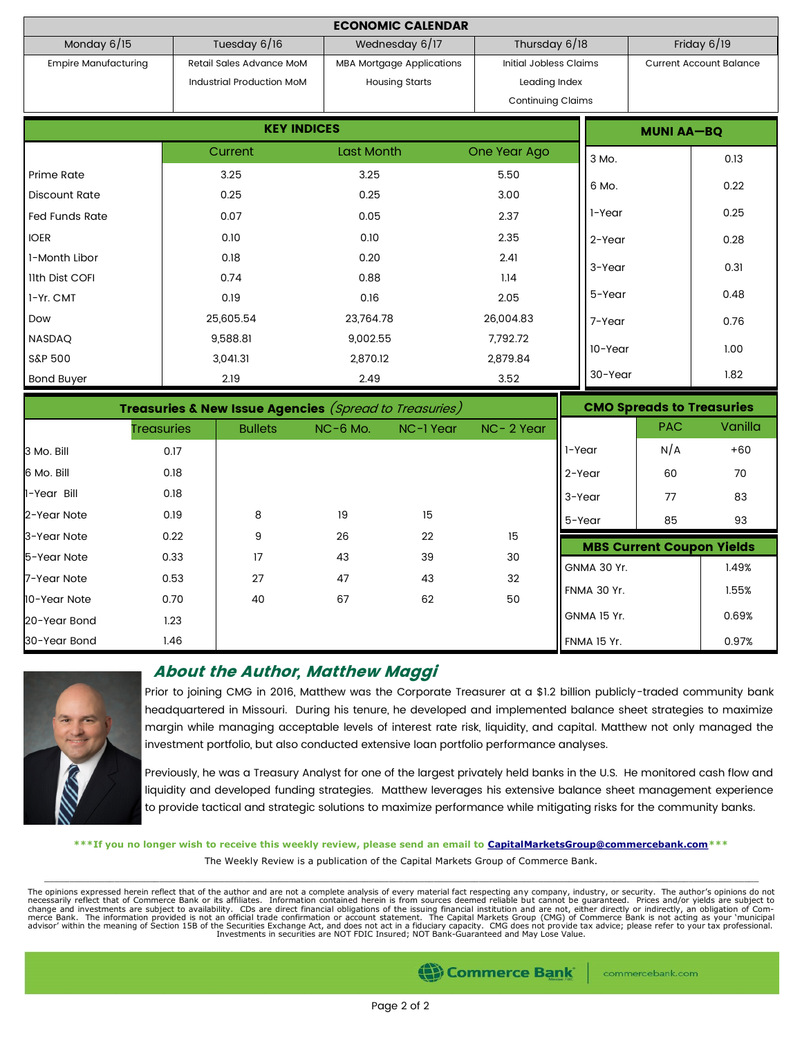## ECONOMIC CALENDAR

| Monday 6/15 | Tuesday 6/16 | Wednesday 6/17 | Thursday 6/18 | Friday 6/19 |
|---|---|---|---|---|
| Empire Manufacturing | Retail Sales Advance MoM | MBA Mortgage Applications | Initial Jobless Claims | Current Account Balance |
| | Industrial Production MoM | Housing Starts | Leading Index | |
| | | | Continuing Claims | |

## KEY INDICES

| | Current | Last Month | One Year Ago |
|---|---|---|---|
| Prime Rate | 3.25 | 3.25 | 5.50 |
| Discount Rate | 0.25 | 0.25 | 3.00 |
| Fed Funds Rate | 0.07 | 0.05 | 2.37 |
| IOER | 0.10 | 0.10 | 2.35 |
| 1-Month Libor | 0.18 | 0.20 | 2.41 |
| 11th Dist COFI | 0.74 | 0.88 | 1.14 |
| 1-Yr. CMT | 0.19 | 0.16 | 2.05 |
| Dow | 25,605.54 | 23,764.78 | 26,004.83 |
| NASDAQ | 9,588.81 | 9,002.55 | 7,792.72 |
| S&P 500 | 3,041.31 | 2,870.12 | 2,879.84 |
| Bond Buyer | 2.19 | 2.49 | 3.52 |

## MUNI AA—BQ

| | |
|---|---|
| 3 Mo. | 0.13 |
| 6 Mo. | 0.22 |
| 1-Year | 0.25 |
| 2-Year | 0.28 |
| 3-Year | 0.31 |
| 5-Year | 0.48 |
| 7-Year | 0.76 |
| 10-Year | 1.00 |
| 30-Year | 1.82 |

## Treasuries & New Issue Agencies *(Spread to Treasuries)*

| | Treasuries | Bullets | NC-6 Mo. | NC-1 Year | NC- 2 Year |
|---|---|---|---|---|---|
| 3 Mo. Bill | 0.17 | | | | |
| 6 Mo. Bill | 0.18 | | | | |
| 1-Year Bill | 0.18 | | | | |
| 2-Year Note | 0.19 | 8 | 19 | 15 | |
| 3-Year Note | 0.22 | 9 | 26 | 22 | 15 |
| 5-Year Note | 0.33 | 17 | 43 | 39 | 30 |
| 7-Year Note | 0.53 | 27 | 47 | 43 | 32 |
| 10-Year Note | 0.70 | 40 | 67 | 62 | 50 |
| 20-Year Bond | 1.23 | | | | |
| 30-Year Bond | 1.46 | | | | |

## CMO Spreads to Treasuries

| | PAC | Vanilla |
|---|---|---|
| 1-Year | N/A | +60 |
| 2-Year | 60 | 70 |
| 3-Year | 77 | 83 |
| 5-Year | 85 | 93 |

## MBS Current Coupon Yields

| | |
|---|---|
| GNMA 30 Yr. | 1.49% |
| FNMA 30 Yr. | 1.55% |
| GNMA 15 Yr. | 0.69% |
| FNMA 15 Yr. | 0.97% |

## *About the Author, Matthew Maggi*

Prior to joining CMG in 2016, Matthew was the Corporate Treasurer at a $1.2 billion publicly-traded community bank headquartered in Missouri. During his tenure, he developed and implemented balance sheet strategies to maximize margin while managing acceptable levels of interest rate risk, liquidity, and capital. Matthew not only managed the investment portfolio, but also conducted extensive loan portfolio performance analyses.

Previously, he was a Treasury Analyst for one of the largest privately held banks in the U.S. He monitored cash flow and liquidity and developed funding strategies. Matthew leverages his extensive balance sheet management experience to provide tactical and strategic solutions to maximize performance while mitigating risks for the community banks.

**\*\*\*If you no longer wish to receive this weekly review, please send an email to CapitalMarketsGroup@commercebank.com\*\*\***

The Weekly Review is a publication of the Capital Markets Group of Commerce Bank.

The opinions expressed herein reflect that of the author and are not a complete analysis of every material fact respecting any company, industry, or security. The author's opinions do not necessarily reflect that of Commerce Bank or its affiliates. Information contained herein is from sources deemed reliable but cannot be guaranteed. Prices and/or yields are subject to change and investments are subject to availability. CDs are direct financial obligations of the issuing financial institution and are not, either directly or indirectly, an obligation of Commerce Bank. The information provided is not an official trade confirmation or account statement. The Capital Markets Group (CMG) of Commerce Bank is not acting as your 'municipal advisor' within the meaning of Section 15B of the Securities Exchange Act, and does not act in a fiduciary capacity. CMG does not provide tax advice; please refer to your tax professional. Investments in securities are NOT FDIC Insured; NOT Bank-Guaranteed and May Lose Value.

Commerce Bank | commercebank.com